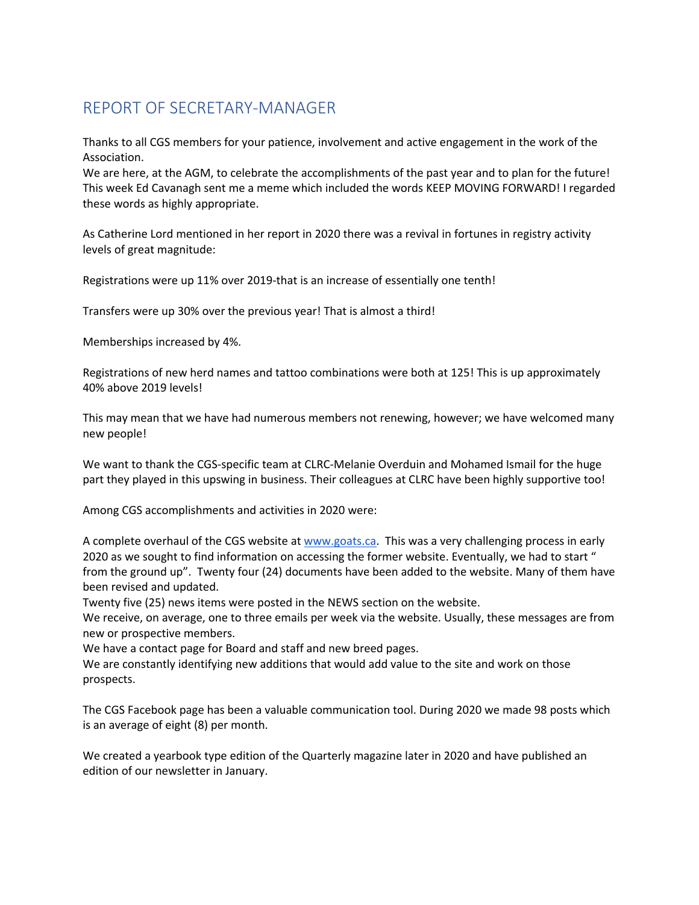# REPORT OF SECRETARY-MANAGER

Thanks to all CGS members for your patience, involvement and active engagement in the work of the Association.
We are here, at the AGM, to celebrate the accomplishments of the past year and to plan for the future! This week Ed Cavanagh sent me a meme which included the words KEEP MOVING FORWARD! I regarded these words as highly appropriate.

As Catherine Lord mentioned in her report in 2020 there was a revival in fortunes in registry activity levels of great magnitude:

Registrations were up 11% over 2019-that is an increase of essentially one tenth!

Transfers were up 30% over the previous year! That is almost a third!

Memberships increased by 4%.

Registrations of new herd names and tattoo combinations were both at 125! This is up approximately 40% above 2019 levels!

This may mean that we have had numerous members not renewing, however; we have welcomed many new people!

We want to thank the CGS-specific team at CLRC-Melanie Overduin and Mohamed Ismail for the huge part they played in this upswing in business. Their colleagues at CLRC have been highly supportive too!

Among CGS accomplishments and activities in 2020 were:

A complete overhaul of the CGS website at [www.goats.ca](http://www.goats.ca). This was a very challenging process in early 2020 as we sought to find information on accessing the former website. Eventually, we had to start " from the ground up". Twenty four (24) documents have been added to the website. Many of them have been revised and updated.
Twenty five (25) news items were posted in the NEWS section on the website.
We receive, on average, one to three emails per week via the website. Usually, these messages are from new or prospective members.
We have a contact page for Board and staff and new breed pages.
We are constantly identifying new additions that would add value to the site and work on those prospects.

The CGS Facebook page has been a valuable communication tool. During 2020 we made 98 posts which is an average of eight (8) per month.

We created a yearbook type edition of the Quarterly magazine later in 2020 and have published an edition of our newsletter in January.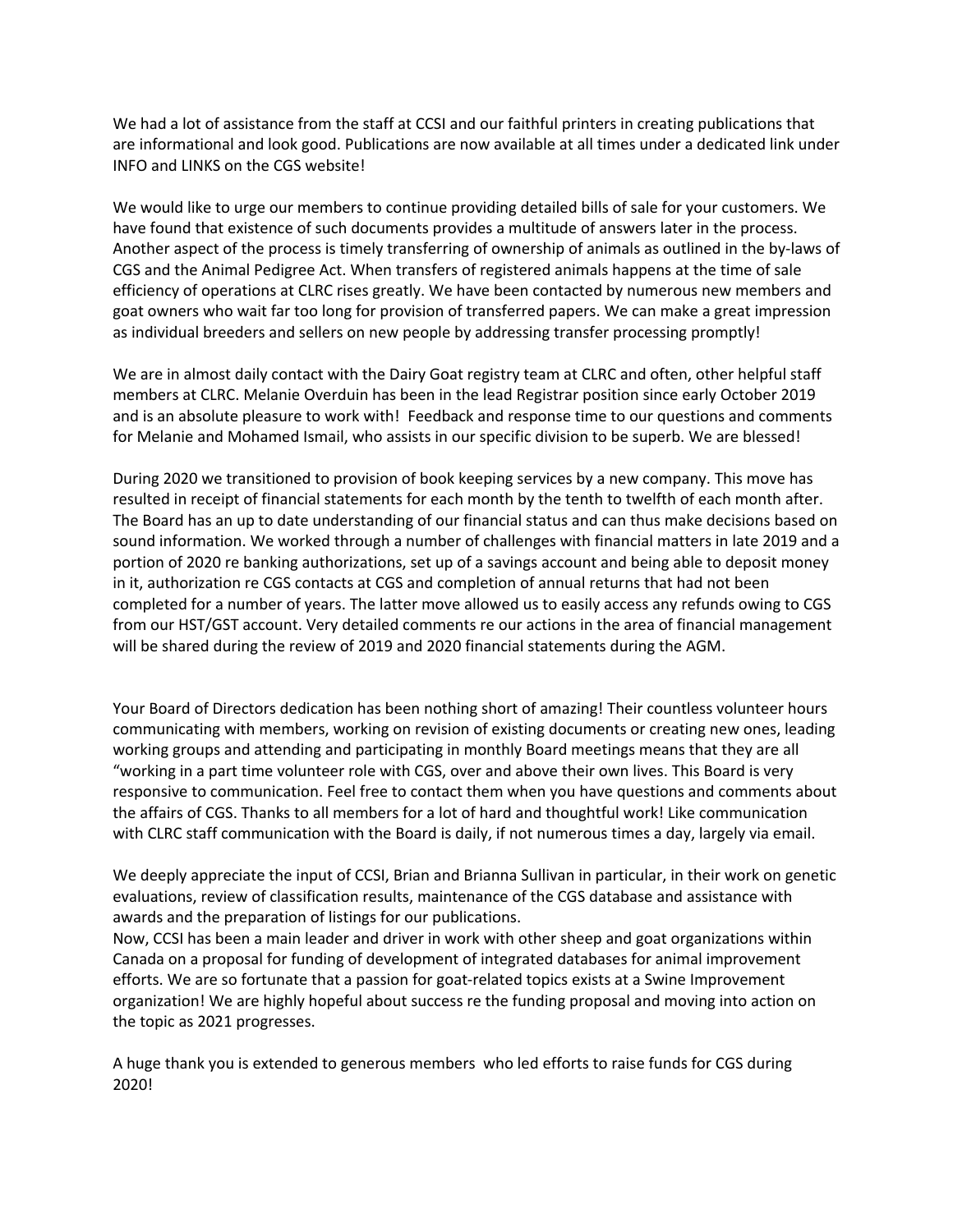We had a lot of assistance from the staff at CCSI and our faithful printers in creating publications that are informational and look good. Publications are now available at all times under a dedicated link under INFO and LINKS on the CGS website!

We would like to urge our members to continue providing detailed bills of sale for your customers. We have found that existence of such documents provides a multitude of answers later in the process. Another aspect of the process is timely transferring of ownership of animals as outlined in the by-laws of CGS and the Animal Pedigree Act. When transfers of registered animals happens at the time of sale efficiency of operations at CLRC rises greatly. We have been contacted by numerous new members and goat owners who wait far too long for provision of transferred papers. We can make a great impression as individual breeders and sellers on new people by addressing transfer processing promptly!

We are in almost daily contact with the Dairy Goat registry team at CLRC and often, other helpful staff members at CLRC. Melanie Overduin has been in the lead Registrar position since early October 2019 and is an absolute pleasure to work with! Feedback and response time to our questions and comments for Melanie and Mohamed Ismail, who assists in our specific division to be superb. We are blessed!

During 2020 we transitioned to provision of book keeping services by a new company. This move has resulted in receipt of financial statements for each month by the tenth to twelfth of each month after. The Board has an up to date understanding of our financial status and can thus make decisions based on sound information. We worked through a number of challenges with financial matters in late 2019 and a portion of 2020 re banking authorizations, set up of a savings account and being able to deposit money in it, authorization re CGS contacts at CGS and completion of annual returns that had not been completed for a number of years. The latter move allowed us to easily access any refunds owing to CGS from our HST/GST account. Very detailed comments re our actions in the area of financial management will be shared during the review of 2019 and 2020 financial statements during the AGM.

Your Board of Directors dedication has been nothing short of amazing! Their countless volunteer hours communicating with members, working on revision of existing documents or creating new ones, leading working groups and attending and participating in monthly Board meetings means that they are all "working in a part time volunteer role with CGS, over and above their own lives. This Board is very responsive to communication. Feel free to contact them when you have questions and comments about the affairs of CGS. Thanks to all members for a lot of hard and thoughtful work! Like communication with CLRC staff communication with the Board is daily, if not numerous times a day, largely via email.

We deeply appreciate the input of CCSI, Brian and Brianna Sullivan in particular, in their work on genetic evaluations, review of classification results, maintenance of the CGS database and assistance with awards and the preparation of listings for our publications.
Now, CCSI has been a main leader and driver in work with other sheep and goat organizations within Canada on a proposal for funding of development of integrated databases for animal improvement efforts. We are so fortunate that a passion for goat-related topics exists at a Swine Improvement organization! We are highly hopeful about success re the funding proposal and moving into action on the topic as 2021 progresses.

A huge thank you is extended to generous members who led efforts to raise funds for CGS during 2020!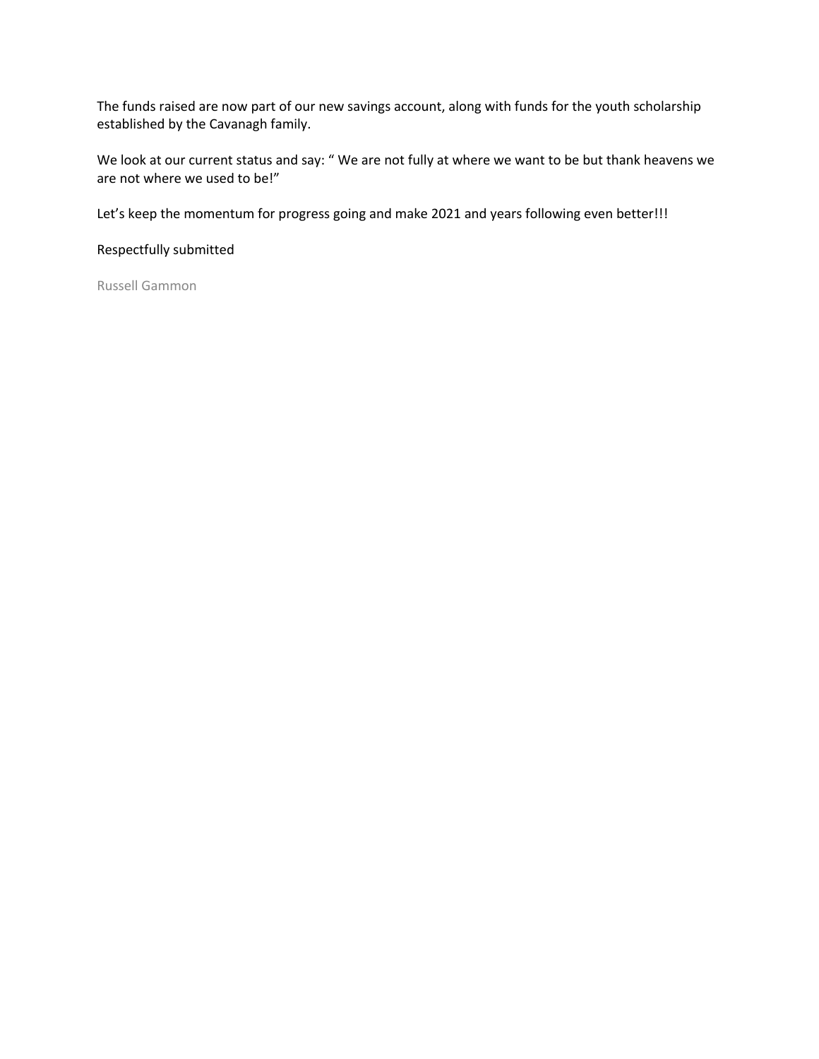The funds raised are now part of our new savings account, along with funds for the youth scholarship established by the Cavanagh family.

We look at our current status and say: " We are not fully at where we want to be but thank heavens we are not where we used to be!"

Let's keep the momentum for progress going and make 2021 and years following even better!!!

Respectfully submitted

Russell Gammon